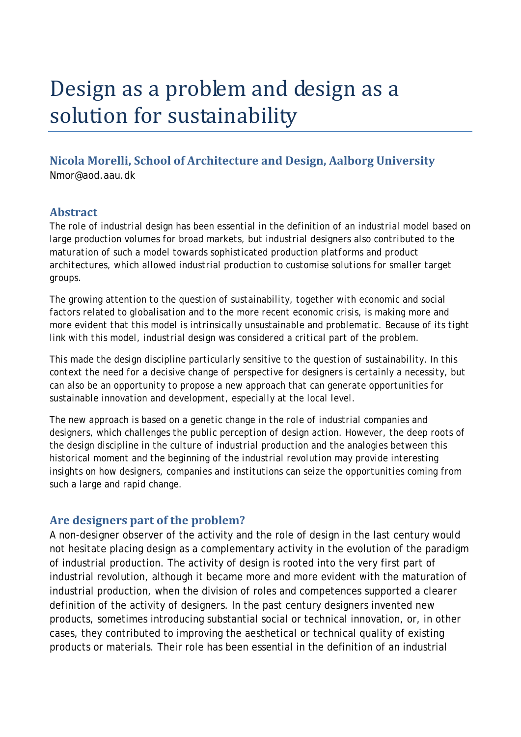# Design as a problem and design as a solution for sustainability

### Nicola Morelli, School of Architecture and Design, Aalborg University

Nmor@aod.aau.dk

## Abstract

The role of industrial design has been essential in the definition of an industrial model based on large production volumes for broad markets, but industrial designers also contributed to the maturation of such a model towards sophisticated production platforms and product architectures, which allowed industrial production to customise solutions for smaller target groups.

The growing attention to the question of sustainability, together with economic and social factors related to globalisation and to the more recent economic crisis, is making more and more evident that this model is intrinsically unsustainable and problematic. Because of its tight link with this model, industrial design was considered a critical part of the problem.

This made the design discipline particularly sensitive to the question of sustainability. In this context the need for a decisive change of perspective for designers is certainly a necessity, but can also be an opportunity to propose a new approach that can generate opportunities for sustainable innovation and development, especially at the local level.

The new approach is based on a genetic change in the role of industrial companies and designers, which challenges the public perception of design action. However, the deep roots of the design discipline in the culture of industrial production and the analogies between this historical moment and the beginning of the industrial revolution may provide interesting insights on how designers, companies and institutions can seize the opportunities coming from such a large and rapid change.

## Are designers part of the problem?

A non-designer observer of the activity and the role of design in the last century would not hesitate placing design as a complementary activity in the evolution of the paradigm of industrial production. The activity of design is rooted into the very first part of industrial revolution, although it became more and more evident with the maturation of industrial production, when the division of roles and competences supported a clearer definition of the activity of designers. In the past century designers invented new products, sometimes introducing substantial social or technical innovation, or, in other cases, they contributed to improving the aesthetical or technical quality of existing products or materials. Their role has been essential in the definition of an industrial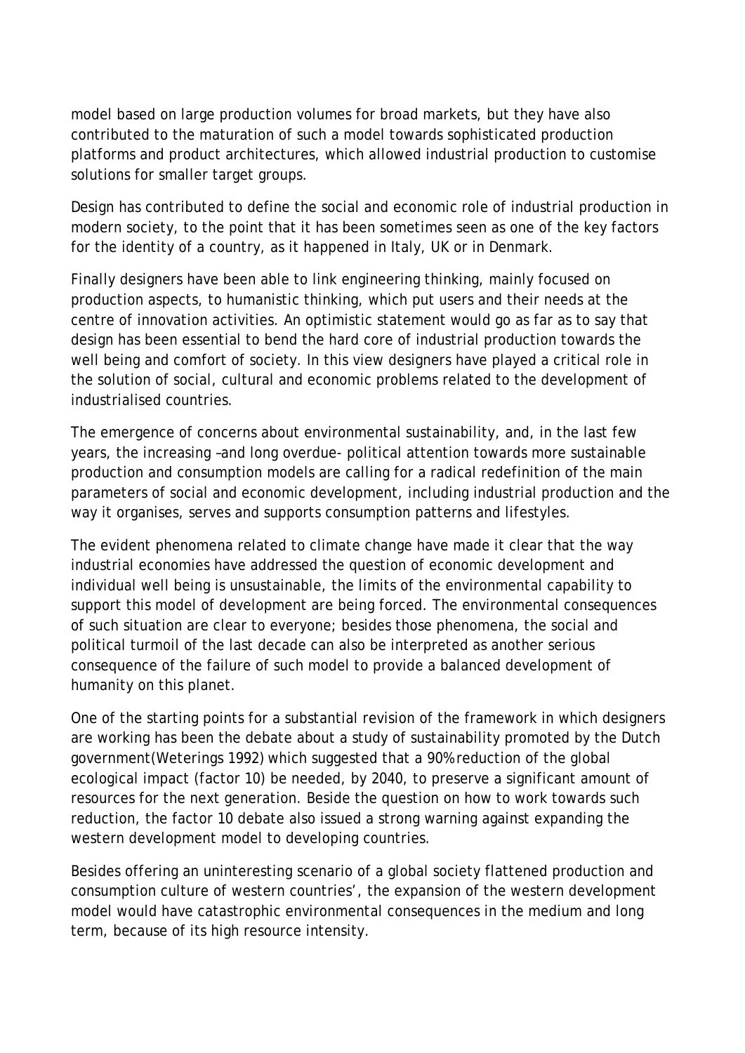model based on large production volumes for broad markets, but they have also contributed to the maturation of such a model towards sophisticated production platforms and product architectures, which allowed industrial production to customise solutions for smaller target groups.

Design has contributed to define the social and economic role of industrial production in modern society, to the point that it has been sometimes seen as one of the key factors for the identity of a country, as it happened in Italy, UK or in Denmark.

Finally designers have been able to link engineering thinking, mainly focused on production aspects, to humanistic thinking, which put users and their needs at the centre of innovation activities. An optimistic statement would go as far as to say that design has been essential to bend the hard core of industrial production towards the well being and comfort of society. In this view designers have played a critical role in the solution of social, cultural and economic problems related to the development of industrialised countries.

The emergence of concerns about environmental sustainability, and, in the last few years, the increasing –and long overdue- political attention towards more sustainable production and consumption models are calling for a radical redefinition of the main parameters of social and economic development, including industrial production and the way it organises, serves and supports consumption patterns and lifestyles.

The evident phenomena related to climate change have made it clear that the way industrial economies have addressed the question of economic development and individual well being is unsustainable, the limits of the environmental capability to support this model of development are being forced. The environmental consequences of such situation are clear to everyone; besides those phenomena, the social and political turmoil of the last decade can also be interpreted as another serious consequence of the failure of such model to provide a balanced development of humanity on this planet.

One of the starting points for a substantial revision of the framework in which designers are working has been the debate about a study of sustainability promoted by the Dutch government(Weterings 1992) which suggested that a 90% reduction of the global ecological impact (factor 10) be needed, by 2040, to preserve a significant amount of resources for the next generation. Beside the question on how to work towards such reduction, the factor 10 debate also issued a strong warning against expanding the western development model to developing countries.

Besides offering an uninteresting scenario of a global society flattened production and consumption culture of western countries', the expansion of the western development model would have catastrophic environmental consequences in the medium and long term, because of its high resource intensity.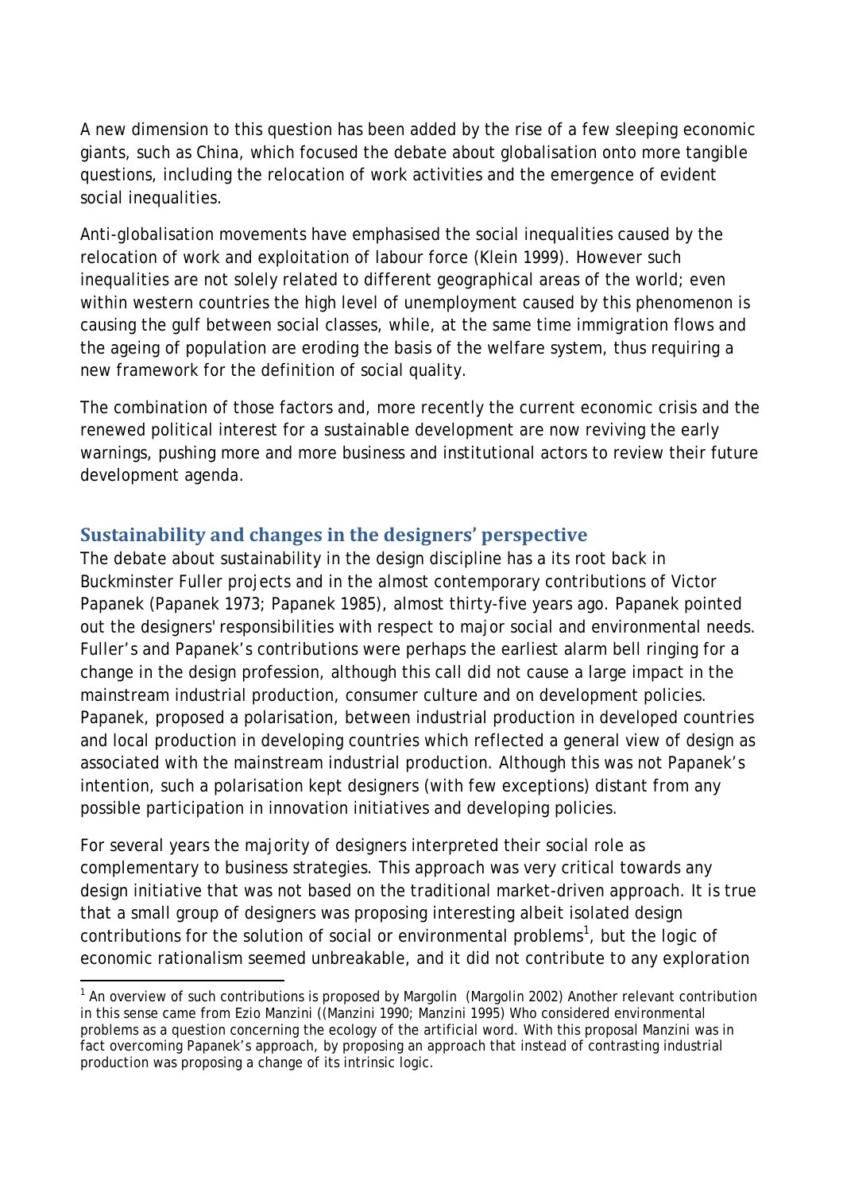A new dimension to this question has been added by the rise of a few sleeping economic giants, such as China, which focused the debate about globalisation onto more tangible questions, including the relocation of work activities and the emergence of evident social inequalities.

Anti-globalisation movements have emphasised the social inequalities caused by the relocation of work and exploitation of labour force (Klein 1999). However such inequalities are not solely related to different geographical areas of the world; even within western countries the high level of unemployment caused by this phenomenon is causing the gulf between social classes, while, at the same time immigration flows and the ageing of population are eroding the basis of the welfare system, thus requiring a new framework for the definition of social quality.

The combination of those factors and, more recently the current economic crisis and the renewed political interest for a sustainable development are now reviving the early warnings, pushing more and more business and institutional actors to review their future development agenda.

## Sustainability and changes in the designers' perspective

The debate about sustainability in the design discipline has a its root back in Buckminster Fuller projects and in the almost contemporary contributions of Victor Papanek (Papanek 1973; Papanek 1985), almost thirty-five years ago. Papanek pointed out the designers' responsibilities with respect to major social and environmental needs. Fuller's and Papanek's contributions were perhaps the earliest alarm bell ringing for a change in the design profession, although this call did not cause a large impact in the mainstream industrial production, consumer culture and on development policies. Papanek, proposed a polarisation, between industrial production in developed countries and local production in developing countries which reflected a general view of design as associated with the mainstream industrial production. Although this was not Papanek's intention, such a polarisation kept designers (with few exceptions) distant from any possible participation in innovation initiatives and developing policies.

For several years the majority of designers interpreted their social role as complementary to business strategies. This approach was very critical towards any design initiative that was not based on the traditional market-driven approach. It is true that a small group of designers was proposing interesting albeit isolated design contributions for the solution of social or environmental problems[1], but the logic of economic rationalism seemed unbreakable, and it did not contribute to any exploration

[1] An overview of such contributions is proposed by Margolin (Margolin 2002) Another relevant contribution in this sense came from Ezio Manzini ((Manzini 1990; Manzini 1995) Who considered environmental problems as a question concerning the ecology of the artificial word. With this proposal Manzini was in fact overcoming Papanek's approach, by proposing an approach that instead of contrasting industrial production was proposing a change of its intrinsic logic.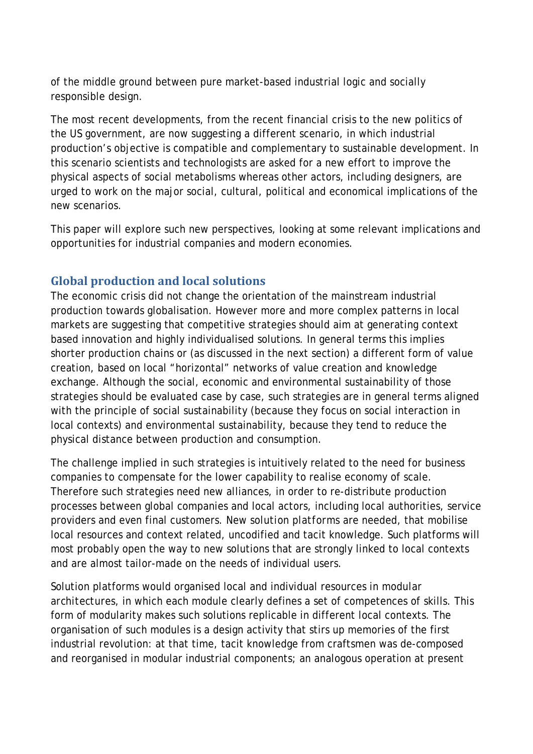of the middle ground between pure market-based industrial logic and socially responsible design.

The most recent developments, from the recent financial crisis to the new politics of the US government, are now suggesting a different scenario, in which industrial production's objective is compatible and complementary to sustainable development. In this scenario scientists and technologists are asked for a new effort to improve the physical aspects of social metabolisms whereas other actors, including designers, are urged to work on the major social, cultural, political and economical implications of the new scenarios.

This paper will explore such new perspectives, looking at some relevant implications and opportunities for industrial companies and modern economies.

## Global production and local solutions

The economic crisis did not change the orientation of the mainstream industrial production towards globalisation. However more and more complex patterns in local markets are suggesting that competitive strategies should aim at generating context based innovation and highly individualised solutions. In general terms this implies shorter production chains or (as discussed in the next section) a different form of value creation, based on local "horizontal" networks of value creation and knowledge exchange. Although the social, economic and environmental sustainability of those strategies should be evaluated case by case, such strategies are in general terms aligned with the principle of social sustainability (because they focus on social interaction in local contexts) and environmental sustainability, because they tend to reduce the physical distance between production and consumption.

The challenge implied in such strategies is intuitively related to the need for business companies to compensate for the lower capability to realise economy of scale. Therefore such strategies need new alliances, in order to re-distribute production processes between global companies and local actors, including local authorities, service providers and even final customers. New *solution platforms* are needed, that mobilise local resources and context related, uncodified and tacit knowledge. Such platforms will most probably open the way to new solutions that are strongly linked to local contexts and are almost tailor-made on the needs of individual users.

Solution platforms would organised local and individual resources in modular architectures, in which each module clearly defines a set of competences of skills. This form of modularity makes such solutions replicable in different local contexts. The organisation of such modules is a design activity that stirs up memories of the first industrial revolution: at that time, tacit knowledge from craftsmen was de-composed and reorganised in modular industrial components; an analogous operation at present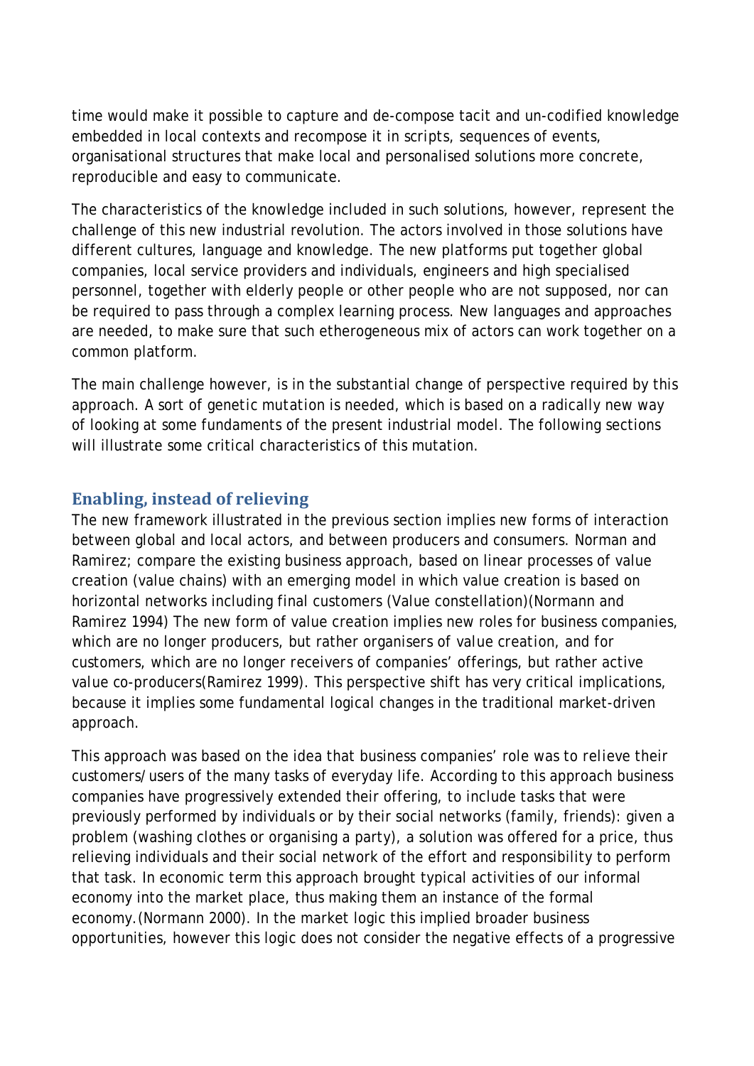time would make it possible to capture and de-compose tacit and un-codified knowledge embedded in local contexts and recompose it in scripts, sequences of events, organisational structures that make local and personalised solutions more concrete, reproducible and easy to communicate.

The characteristics of the knowledge included in such solutions, however, represent the challenge of this new industrial revolution. The actors involved in those solutions have different cultures, language and knowledge. The new platforms put together global companies, local service providers and individuals, engineers and high specialised personnel, together with elderly people or other people who are not supposed, nor can be required to pass through a complex learning process. New languages and approaches are needed, to make sure that such etherogeneous mix of actors can work together on a common platform.

The main challenge however, is in the substantial change of perspective required by this approach. A sort of *genetic mutation* is needed, which is based on a radically new way of looking at some fundaments of the present industrial model. The following sections will illustrate some critical characteristics of this mutation.

## Enabling, instead of relieving

The new framework illustrated in the previous section implies new forms of interaction between global and local actors, and between producers and consumers. Norman and Ramirez; compare the existing business approach, based on linear processes of value creation (value chains) with an emerging model in which value creation is based on horizontal networks including final customers (Value constellation)(Normann and Ramirez 1994) The new form of value creation implies new roles for business companies, which are no longer producers, but rather *organisers of value creation*, and for customers, which are no longer receivers of companies' offerings, but rather active value co-producers(Ramirez 1999). This perspective shift has very critical implications, because it implies some fundamental logical changes in the traditional market-driven approach.

This approach was based on the idea that business companies' role was to relieve their customers/users of the many tasks of everyday life. According to this approach business companies have progressively extended their offering, to include tasks that were previously performed by individuals or by their social networks (family, friends): given a problem (washing clothes or organising a party), a solution was offered for a price, thus relieving individuals and their social network of the effort and responsibility to perform that task. In economic term this approach brought typical activities of our informal economy into the market place, thus making them an instance of the formal economy.(Normann 2000). In the market logic this implied broader business opportunities, however this logic does not consider the negative effects of a progressive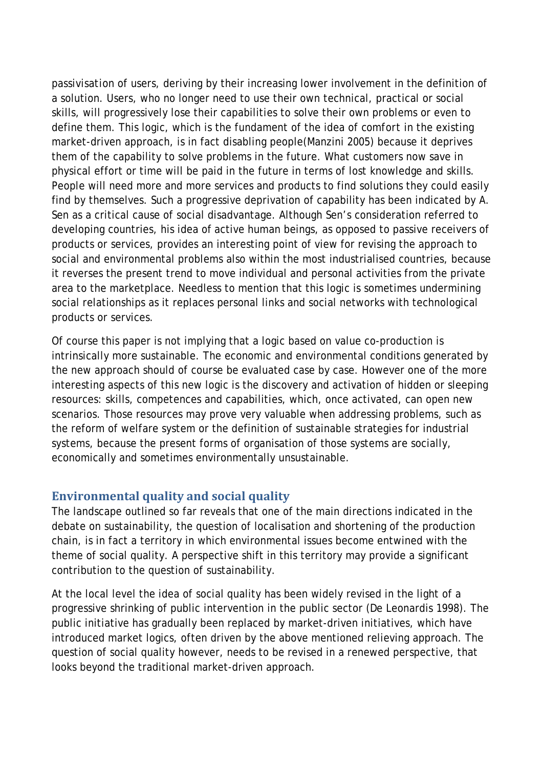passivisation of users, deriving by their increasing lower involvement in the definition of a solution. Users, who no longer need to use their own technical, practical or social skills, will progressively lose their capabilities to solve their own problems or even to define them. This logic, which is the fundament of the idea of comfort in the existing market-driven approach, is in fact disabling people(Manzini 2005) because it deprives them of the capability to solve problems in the future. What customers now save in physical effort or time will be paid in the future in terms of lost knowledge and skills. People will need more and more services and products to find solutions they could easily find by themselves. Such a progressive deprivation of capability has been indicated by A. Sen as a critical cause of social disadvantage. Although Sen's consideration referred to developing countries, his idea of active human beings, as opposed to passive receivers of products or services, provides an interesting point of view for revising the approach to social and environmental problems also within the most industrialised countries, because it reverses the present trend to move individual and personal activities from the private area to the marketplace. Needless to mention that this logic is sometimes undermining social relationships as it replaces personal links and social networks with technological products or services.

Of course this paper is not implying that a logic based on value co-production is intrinsically more sustainable. The economic and environmental conditions generated by the new approach should of course be evaluated case by case. However one of the more interesting aspects of this new logic is the discovery and activation of hidden or sleeping resources: skills, competences and capabilities, which, once activated, can open new scenarios. Those resources may prove very valuable when addressing problems, such as the reform of welfare system or the definition of sustainable strategies for industrial systems, because the present forms of organisation of those systems are socially, economically and sometimes environmentally unsustainable.

## Environmental quality and social quality

The landscape outlined so far reveals that one of the main directions indicated in the debate on sustainability, the question of localisation and shortening of the production chain, is in fact a territory in which environmental issues become entwined with the theme of social quality. A perspective shift in this territory may provide a significant contribution to the question of sustainability.

At the local level the idea of social quality has been widely revised in the light of a progressive shrinking of public intervention in the public sector (De Leonardis 1998). The public initiative has gradually been replaced by market-driven initiatives, which have introduced market logics, often driven by the above mentioned relieving approach. The question of social quality however, needs to be revised in a renewed perspective, that looks beyond the traditional market-driven approach.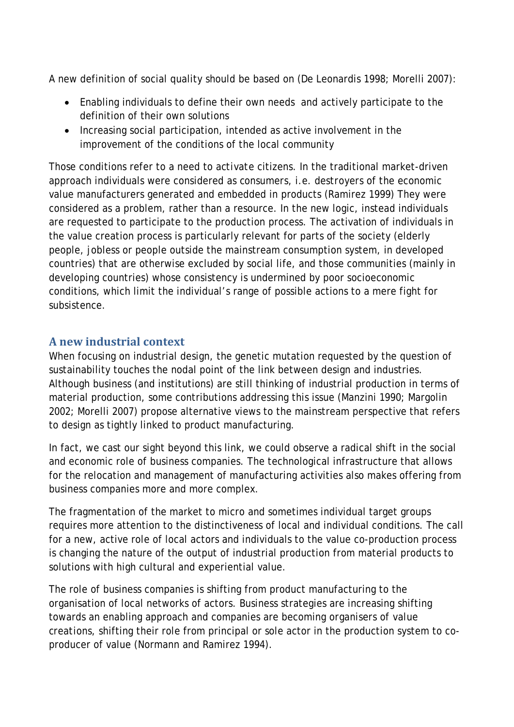A new definition of social quality should be based on (De Leonardis 1998; Morelli 2007):

- Enabling individuals to define their own needs  and actively participate to the definition of their own solutions
- Increasing social participation, intended as active involvement in the improvement of the conditions of the local community

Those conditions refer to a need to *activate* citizens. In the traditional market-driven approach individuals were considered as consumers, i.e. destroyers of the economic value manufacturers generated and embedded in products (Ramirez 1999) They were considered as a problem, rather than a resource. In the new logic, instead individuals are requested to participate to the production process. The activation of individuals in the value creation process is particularly relevant for parts of the society (elderly people, jobless or people outside the mainstream consumption system, in developed countries) that are otherwise excluded by social life, and those communities (mainly in developing countries) whose consistency is undermined by poor socioeconomic conditions, which limit the individual's range of possible actions to a mere fight for subsistence.

## A new industrial context

When focusing on industrial design, the genetic mutation requested by the question of sustainability touches the nodal point of the link between design and industries. Although business (and institutions) are still thinking of industrial production in terms of material production, some contributions addressing this issue (Manzini 1990; Margolin 2002; Morelli 2007) propose alternative views to the mainstream perspective that refers to design as tightly linked to product manufacturing.

In fact, we cast our sight beyond this link, we could observe a radical shift in the social and economic role of business companies. The technological infrastructure that allows for the relocation and management of manufacturing activities also makes offering from business companies more and more complex.

The fragmentation of the market to micro and sometimes individual target groups requires more attention to the distinctiveness of local and individual conditions. The call for a new, active role of local actors and individuals to the value co-production process is changing the nature of the output of industrial production from material products to solutions with high cultural and experiential value.

The role of business companies is shifting from product manufacturing to the organisation of local networks of actors. Business strategies are increasing shifting towards an enabling approach and companies are becoming organisers of value creations, shifting their role from principal or sole actor in the production system to co-producer of value (Normann and Ramirez 1994).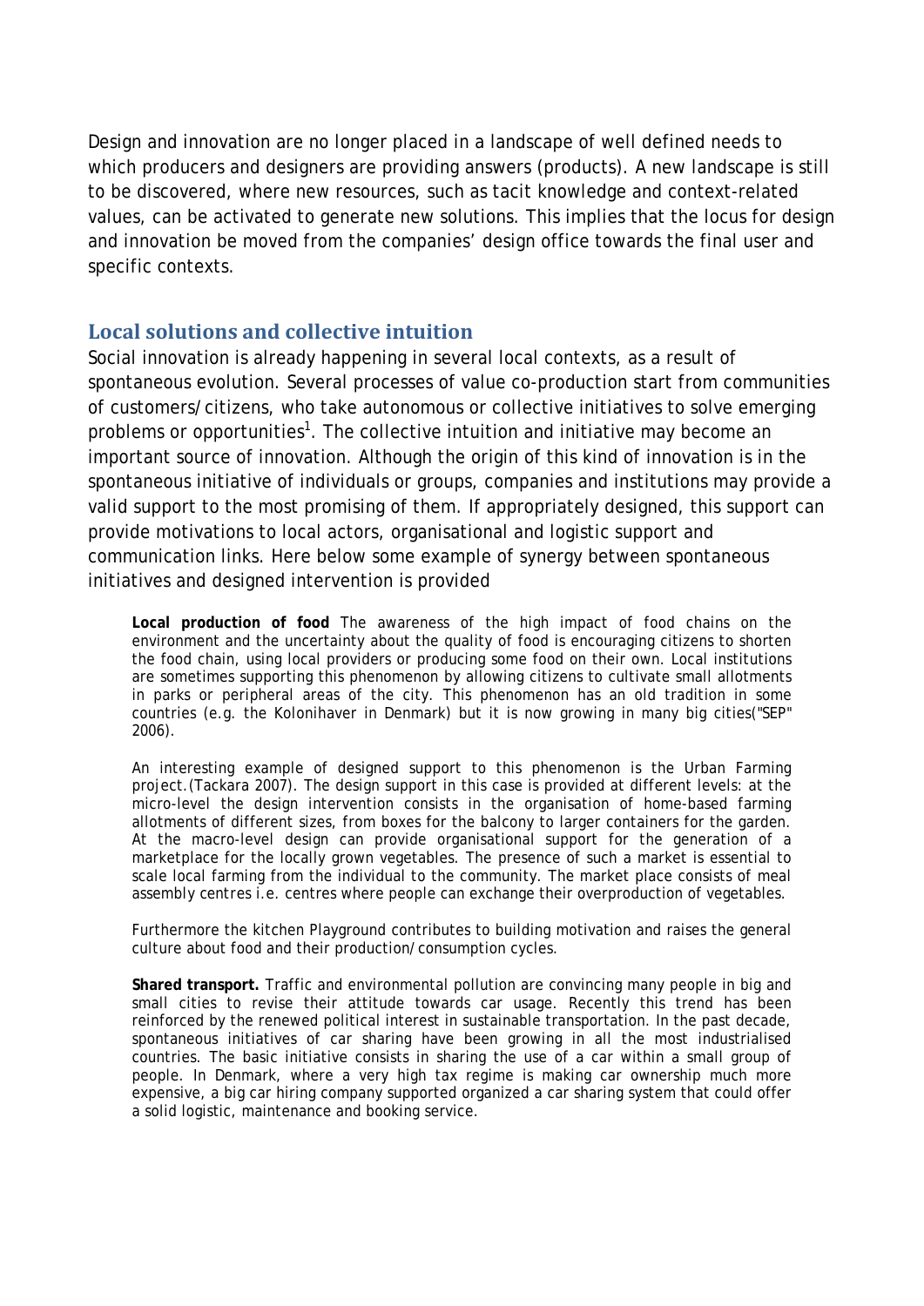Design and innovation are no longer placed in a landscape of well defined needs to which producers and designers are providing answers (products). A new landscape is still to be discovered, where new resources, such as tacit knowledge and context-related values, can be activated to generate new solutions. This implies that the locus for design and innovation be moved from the companies' design office towards the final user and specific contexts.

## Local solutions and collective intuition

Social innovation is already happening in several local contexts, as a result of spontaneous evolution. Several processes of value co-production start from communities of customers/citizens, who take autonomous or collective initiatives to solve emerging problems or opportunities[1]. The collective intuition and initiative may become an important source of innovation. Although the origin of this kind of innovation is in the spontaneous initiative of individuals or groups, companies and institutions may provide a valid support to the most promising of them. If appropriately designed, this support can provide motivations to local actors, organisational and logistic support and communication links. Here below some example of synergy between spontaneous initiatives and designed intervention is provided

> **Local production of food** The awareness of the high impact of food chains on the environment and the uncertainty about the quality of food is encouraging citizens to shorten the food chain, using local providers or producing some food on their own. Local institutions are sometimes supporting this phenomenon by allowing citizens to cultivate small allotments in parks or peripheral areas of the city. This phenomenon has an old tradition in some countries (e.g. the Kolonihaver in Denmark) but it is now growing in many big cities("SEP" 2006).
>
> An interesting example of designed support to this phenomenon is the Urban Farming project.(Tackara 2007). The design support in this case is provided at different levels: at the micro-level the design intervention consists in the organisation of home-based farming allotments of different sizes, from boxes for the balcony to larger containers for the garden. At the macro-level design can provide organisational support for the generation of a marketplace for the locally grown vegetables. The presence of such a market is essential to scale local farming from the individual to the community. The market place consists of meal assembly centres i.e. centres where people can exchange their overproduction of vegetables.
>
> Furthermore the kitchen Playground contributes to building motivation and raises the general culture about food and their production/consumption cycles.
>
> **Shared transport.** Traffic and environmental pollution are convincing many people in big and small cities to revise their attitude towards car usage. Recently this trend has been reinforced by the renewed political interest in sustainable transportation. In the past decade, spontaneous initiatives of car sharing have been growing in all the most industrialised countries. The basic initiative consists in sharing the use of a car within a small group of people. In Denmark, where a very high tax regime is making car ownership much more expensive, a big car hiring company supported organized a car sharing system that could offer a solid logistic, maintenance and booking service.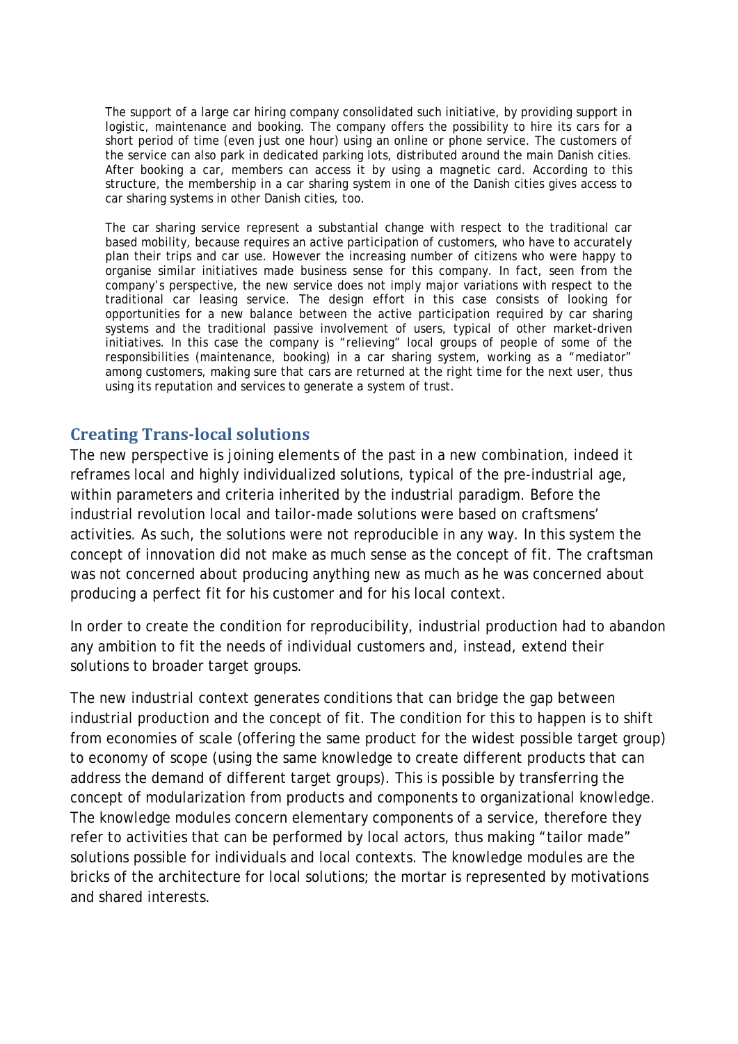The support of a large car hiring company consolidated such initiative, by providing support in logistic, maintenance and booking. The company offers the possibility to hire its cars for a short period of time (even just one hour) using an online or phone service. The customers of the service can also park in dedicated parking lots, distributed around the main Danish cities. After booking a car, members can access it by using a magnetic card. According to this structure, the membership in a car sharing system in one of the Danish cities gives access to car sharing systems in other Danish cities, too.

The car sharing service represent a substantial change with respect to the traditional car based mobility, because requires an active participation of customers, who have to accurately plan their trips and car use. However the increasing number of citizens who were happy to organise similar initiatives made business sense for this company. In fact, seen from the company's perspective, the new service does not imply major variations with respect to the traditional car leasing service. The design effort in this case consists of looking for opportunities for a new balance between the active participation required by car sharing systems and the traditional passive involvement of users, typical of other market-driven initiatives. In this case the company is "relieving" local groups of people of some of the responsibilities (maintenance, booking) in a car sharing system, working as a "mediator" among customers, making sure that cars are returned at the right time for the next user, thus using its reputation and services to generate a system of trust.

## Creating Trans-local solutions

The new perspective is joining elements of the past in a new combination, indeed it reframes local and highly individualized solutions, typical of the pre-industrial age, within parameters and criteria inherited by the industrial paradigm. Before the industrial revolution local and tailor-made solutions were based on craftsmens' activities. As such, the solutions were not reproducible in any way. In this system the concept of innovation did not make as much sense as the concept of fit. The craftsman was not concerned about producing anything new as much as he was concerned about producing a perfect fit for his customer and for his local context.

In order to create the condition for reproducibility, industrial production had to abandon any ambition to fit the needs of individual customers and, instead, extend their solutions to broader target groups.

The new industrial context generates conditions that can bridge the gap between industrial production and the concept of fit. The condition for this to happen is to shift from economies of scale (offering the same product for the widest possible target group) to economy of scope (using the same knowledge to create different products that can address the demand of different target groups). This is possible by transferring the concept of modularization from products and components to organizational knowledge. The knowledge modules concern elementary components of a service, therefore they refer to activities that can be performed by local actors, thus making "tailor made" solutions possible for individuals and local contexts. The knowledge modules are the bricks of the architecture for local solutions; the mortar is represented by motivations and shared interests.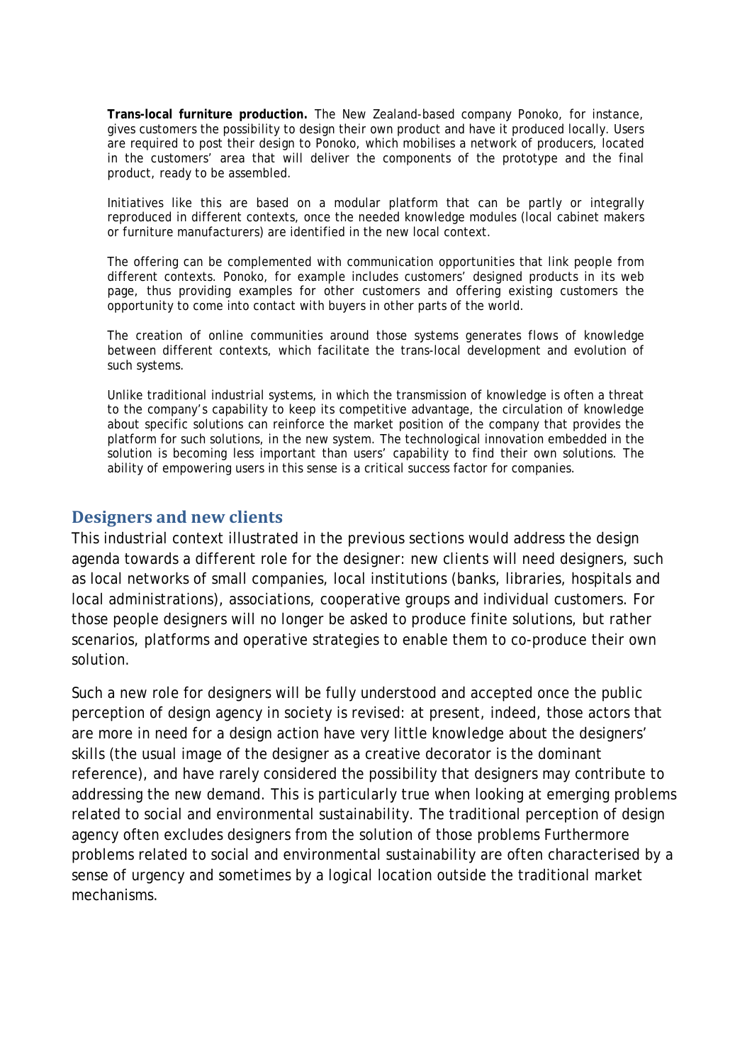**Trans-local furniture production.** The New Zealand-based company Ponoko, for instance, gives customers the possibility to design their own product and have it produced locally. Users are required to post their design to Ponoko, which mobilises a network of producers, located in the customers' area that will deliver the components of the prototype and the final product, ready to be assembled.

Initiatives like this are based on a modular platform that can be partly or integrally reproduced in different contexts, once the needed knowledge modules (local cabinet makers or furniture manufacturers) are identified in the new local context.

The offering can be complemented with communication opportunities that link people from different contexts. Ponoko, for example includes customers' designed products in its web page, thus providing examples for other customers and offering existing customers the opportunity to come into contact with buyers in other parts of the world.

The creation of online communities around those systems generates flows of knowledge between different contexts, which facilitate the trans-local development and evolution of such systems.

Unlike traditional industrial systems, in which the transmission of knowledge is often a threat to the company's capability to keep its competitive advantage, the circulation of knowledge about specific solutions can reinforce the market position of the company that provides the platform for such solutions, in the new system. The technological innovation embedded in the solution is becoming less important than users' capability to find their own solutions. The ability of empowering users in this sense is a critical success factor for companies.

## Designers and new clients

This industrial context illustrated in the previous sections would address the design agenda towards a different role for the designer: new clients will need designers, such as local networks of small companies, local institutions (banks, libraries, hospitals and local administrations), associations, cooperative groups and individual customers. For those people designers will no longer be asked to produce finite solutions, but rather scenarios, platforms and operative strategies to enable them to co-produce their own solution.

Such a new role for designers will be fully understood and accepted once the public perception of design agency in society is revised: at present, indeed, those actors that are more in need for a design action have very little knowledge about the designers' skills (the usual image of the designer as a creative decorator is the dominant reference), and have rarely considered the possibility that designers may contribute to addressing the new demand. This is particularly true when looking at emerging problems related to social and environmental sustainability. The traditional perception of design agency often excludes designers from the solution of those problems Furthermore problems related to social and environmental sustainability are often characterised by a sense of urgency and sometimes by a logical location outside the traditional market mechanisms.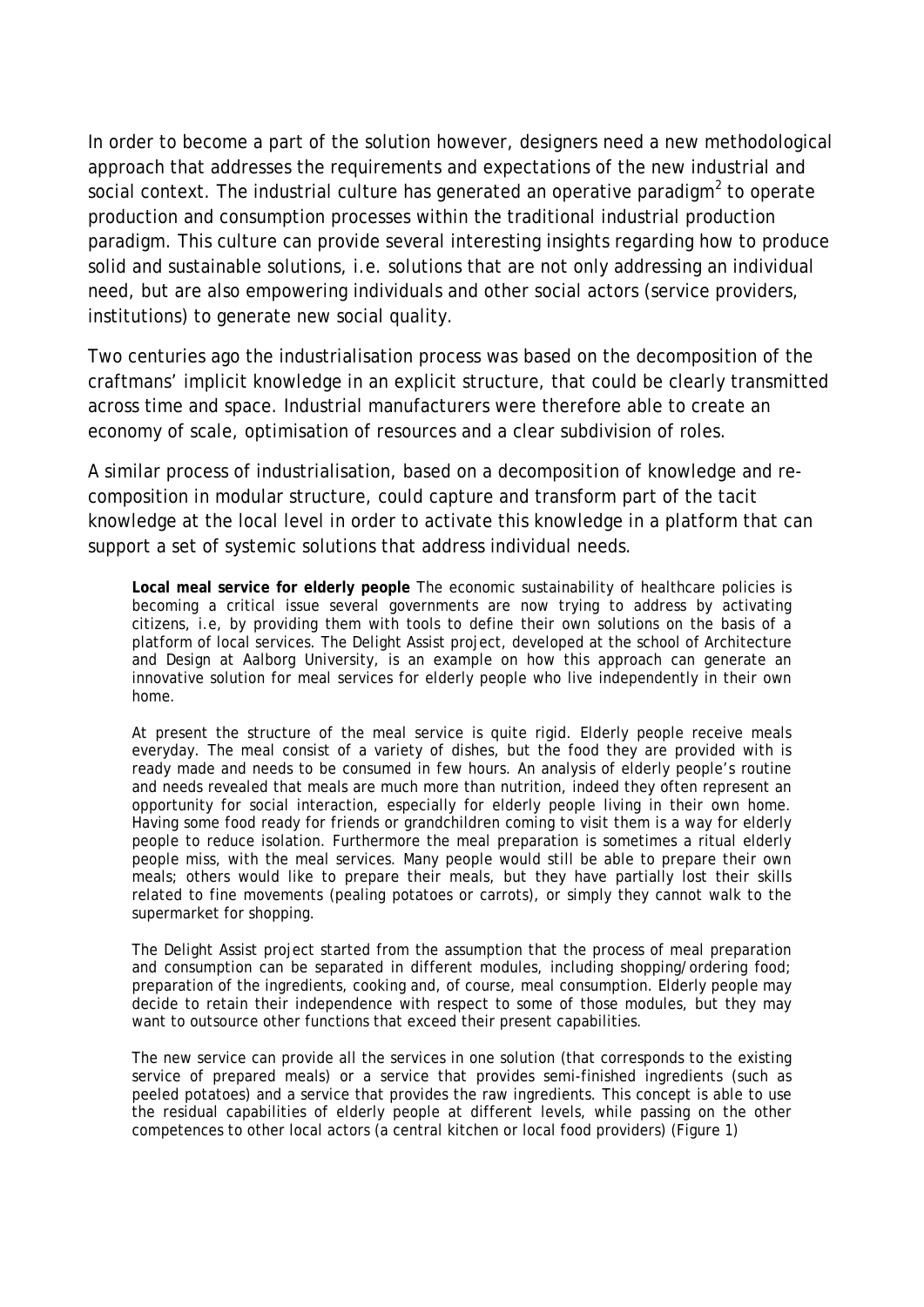In order to become a part of the solution however, designers need a new methodological approach that addresses the requirements and expectations of the new industrial and social context. The industrial culture has generated an operative paradigm[2] to operate production and consumption processes within the traditional industrial production paradigm. This culture can provide several interesting insights regarding how to produce solid and sustainable solutions, i.e. solutions that are not only addressing an individual need, but are also empowering individuals and other social actors (service providers, institutions) to generate new social quality.

Two centuries ago the industrialisation process was based on the decomposition of the craftmans' implicit knowledge in an explicit structure, that could be clearly transmitted across time and space. Industrial manufacturers were therefore able to create an economy of scale, optimisation of resources and a clear subdivision of roles.

A similar process of industrialisation, based on a decomposition of knowledge and re-composition in modular structure, could capture and transform part of the tacit knowledge at the local level in order to activate this knowledge in a platform that can support a set of systemic solutions that address individual needs.

> **Local meal service for elderly people** The economic sustainability of healthcare policies is becoming a critical issue several governments are now trying to address by activating citizens, i.e, by providing them with tools to define their own solutions on the basis of a platform of local services. The Delight Assist project, developed at the school of Architecture and Design at Aalborg University, is an example on how this approach can generate an innovative solution for meal services for elderly people who live independently in their own home.
>
> At present the structure of the meal service is quite rigid. Elderly people receive meals everyday. The meal consist of a variety of dishes, but the food they are provided with is ready made and needs to be consumed in few hours. An analysis of elderly people's routine and needs revealed that meals are much more than nutrition, indeed they often represent an opportunity for social interaction, especially for elderly people living in their own home. Having some food ready for friends or grandchildren coming to visit them is a way for elderly people to reduce isolation. Furthermore the meal preparation is sometimes a ritual elderly people miss, with the meal services. Many people would still be able to prepare their own meals; others would like to prepare their meals, but they have partially lost their skills related to fine movements (pealing potatoes or carrots), or simply they cannot walk to the supermarket for shopping.
>
> The Delight Assist project started from the assumption that the process of meal preparation and consumption can be separated in different modules, including shopping/ordering food; preparation of the ingredients, cooking and, of course, meal consumption. Elderly people may decide to retain their independence with respect to some of those modules, but they may want to outsource other functions that exceed their present capabilities.
>
> The new service can provide all the services in one solution (that corresponds to the existing service of prepared meals) or a service that provides semi-finished ingredients (such as peeled potatoes) and a service that provides the raw ingredients. This concept is able to use the residual capabilities of elderly people at different levels, while passing on the other competences to other local actors (a central kitchen or local food providers) (Figure 1)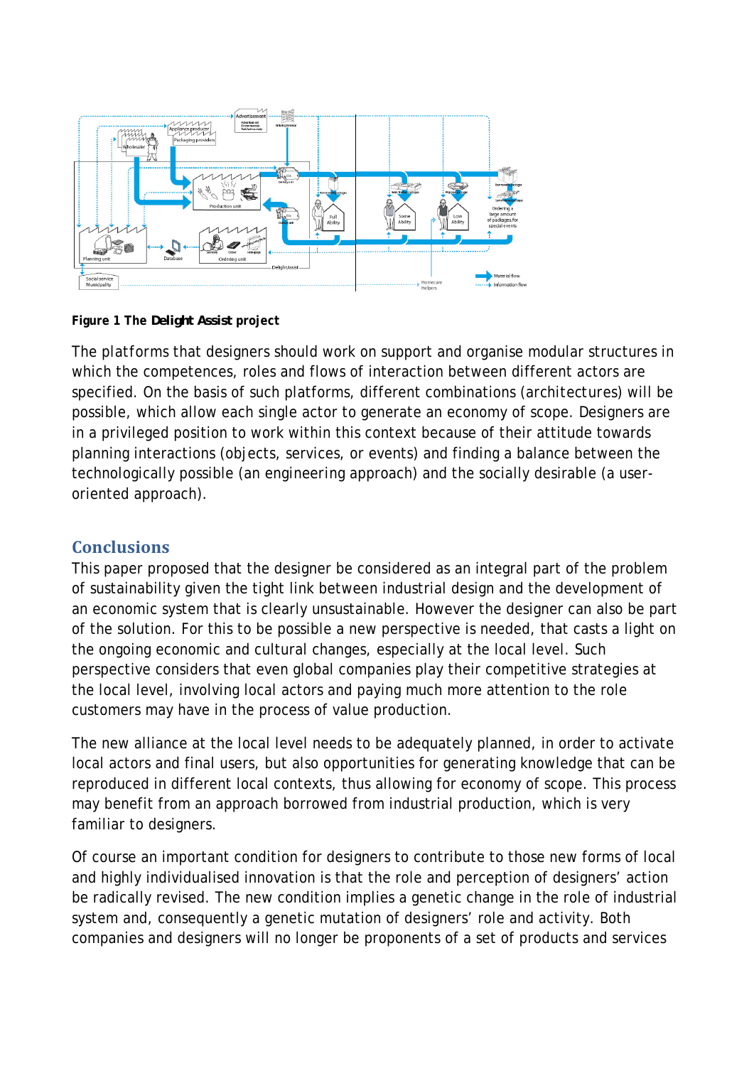**Figure 1 The Delight Assist project**

The platforms that designers should work on support and organise modular structures in which the competences, roles and flows of interaction between different actors are specified. On the basis of such platforms, different combinations (architectures) will be possible, which allow each single actor to generate an economy of scope. Designers are in a privileged position to work within this context because of their attitude towards planning interactions (objects, services, or events) and finding a balance between the technologically possible (an engineering approach) and the socially desirable (a user-oriented approach).

## Conclusions

This paper proposed that the designer be considered as an integral part of the problem of sustainability given the tight link between industrial design and the development of an economic system that is clearly unsustainable. However the designer can also be part of the solution. For this to be possible a new perspective is needed, that casts a light on the ongoing economic and cultural changes, especially at the local level. Such perspective considers that even global companies play their competitive strategies at the local level, involving local actors and paying much more attention to the role customers may have in the process of value production.

The new alliance at the local level needs to be adequately planned, in order to activate local actors and final users, but also opportunities for generating knowledge that can be reproduced in different local contexts, thus allowing for economy of scope. This process may benefit from an approach borrowed from industrial production, which is very familiar to designers.

Of course an important condition for designers to contribute to those new forms of local and highly individualised innovation is that the role and perception of designers' action be radically revised. The new condition implies a genetic change in the role of industrial system and, consequently a genetic mutation of designers' role and activity. Both companies and designers will no longer be proponents of a set of products and services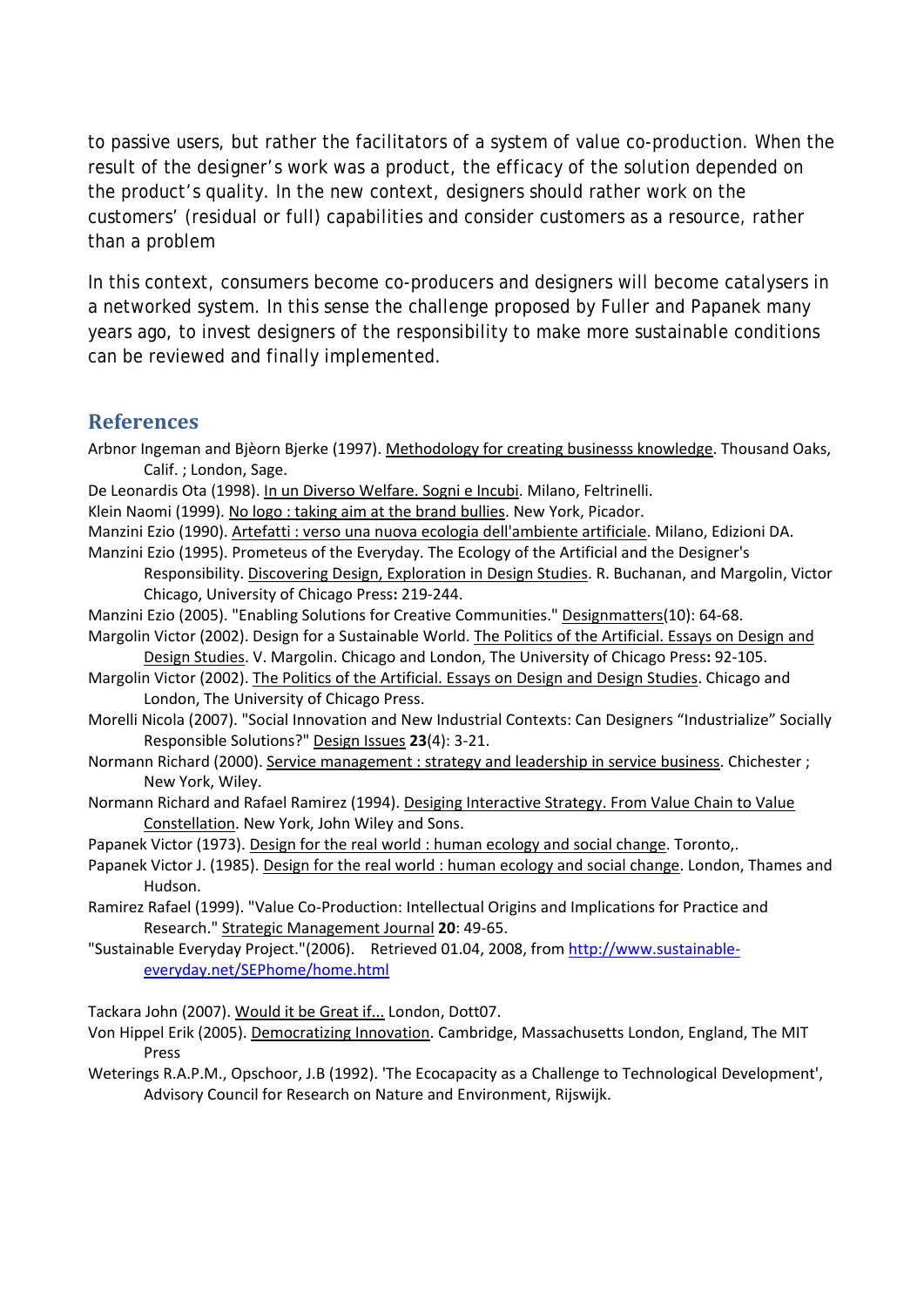to passive users, but rather the facilitators of a system of value co-production. When the result of the designer's work was a product, the efficacy of the solution depended on the product's quality. In the new context, designers should rather work on the customers' (residual or full) capabilities and consider customers as a resource, rather than a problem

In this context, consumers become co-producers and designers will become catalysers in a networked system. In this sense the challenge proposed by Fuller and Papanek many years ago, to invest designers of the responsibility to make more sustainable conditions can be reviewed and finally implemented.

## References

Arbnor Ingeman and Bjèorn Bjerke (1997). Methodology for creating businesss knowledge. Thousand Oaks, Calif. ; London, Sage.

De Leonardis Ota (1998). In un Diverso Welfare. Sogni e Incubi. Milano, Feltrinelli.

Klein Naomi (1999). No logo : taking aim at the brand bullies. New York, Picador.

Manzini Ezio (1990). Artefatti : verso una nuova ecologia dell'ambiente artificiale. Milano, Edizioni DA.

Manzini Ezio (1995). Prometeus of the Everyday. The Ecology of the Artificial and the Designer's Responsibility. Discovering Design, Exploration in Design Studies. R. Buchanan, and Margolin, Victor Chicago, University of Chicago Press**:** 219-244.

Manzini Ezio (2005). "Enabling Solutions for Creative Communities." Designmatters(10): 64-68.

Margolin Victor (2002). Design for a Sustainable World. The Politics of the Artificial. Essays on Design and Design Studies. V. Margolin. Chicago and London, The University of Chicago Press**:** 92-105.

Margolin Victor (2002). The Politics of the Artificial. Essays on Design and Design Studies. Chicago and London, The University of Chicago Press.

Morelli Nicola (2007). "Social Innovation and New Industrial Contexts: Can Designers "Industrialize" Socially Responsible Solutions?" Design Issues **23**(4): 3-21.

Normann Richard (2000). Service management : strategy and leadership in service business. Chichester ; New York, Wiley.

Normann Richard and Rafael Ramirez (1994). Desiging Interactive Strategy. From Value Chain to Value Constellation. New York, John Wiley and Sons.

Papanek Victor (1973). Design for the real world : human ecology and social change. Toronto,.

Papanek Victor J. (1985). Design for the real world : human ecology and social change. London, Thames and Hudson.

Ramirez Rafael (1999). "Value Co-Production: Intellectual Origins and Implications for Practice and Research." Strategic Management Journal **20**: 49-65.

"Sustainable Everyday Project."(2006). Retrieved 01.04, 2008, from http://www.sustainable-everyday.net/SEPhome/home.html

Tackara John (2007). Would it be Great if... London, Dott07.

Von Hippel Erik (2005). Democratizing Innovation. Cambridge, Massachusetts London, England, The MIT Press

Weterings R.A.P.M., Opschoor, J.B (1992). 'The Ecocapacity as a Challenge to Technological Development', Advisory Council for Research on Nature and Environment, Rijswijk.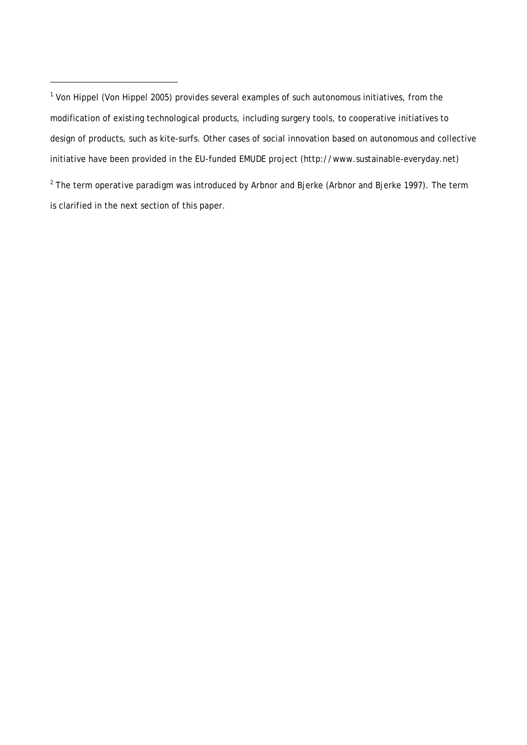[1] Von Hippel (Von Hippel 2005) provides several examples of such autonomous initiatives, from the modification of existing technological products, including surgery tools, to cooperative initiatives to design of products, such as kite-surfs. Other cases of social innovation based on autonomous and collective initiative have been provided in the EU-funded EMUDE project (http://www.sustainable-everyday.net)

[2] The term *operative paradigm* was introduced by Arbnor and Bjerke (Arbnor and Bjerke 1997). The term is clarified in the next section of this paper.